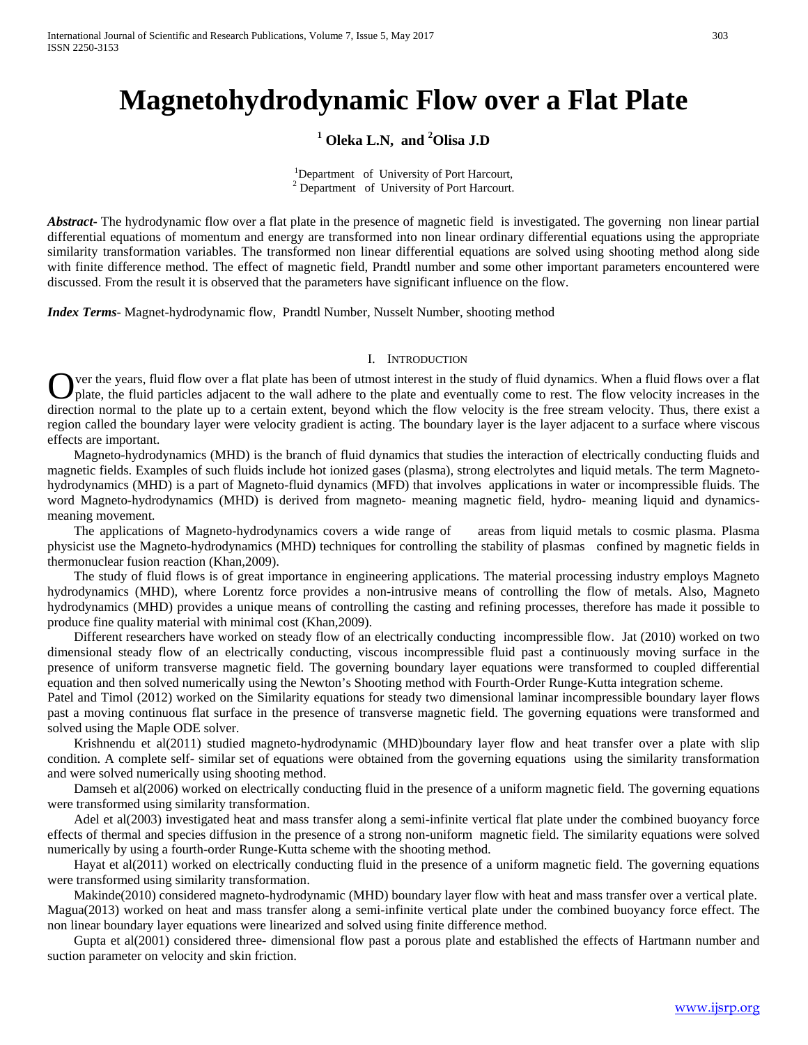# Magnetohydrodynamic Flow over a Flat Plate

**[1] Oleka L.N, and [2]Olisa J.D**

[1]Department of University of Port Harcourt,
[2] Department of University of Port Harcourt.

***Abstract-*** The hydrodynamic flow over a flat plate in the presence of magnetic field is investigated. The governing non linear partial differential equations of momentum and energy are transformed into non linear ordinary differential equations using the appropriate similarity transformation variables. The transformed non linear differential equations are solved using shooting method along side with finite difference method. The effect of magnetic field, Prandtl number and some other important parameters encountered were discussed. From the result it is observed that the parameters have significant influence on the flow.

***Index Terms-*** Magnet-hydrodynamic flow, Prandtl Number, Nusselt Number, shooting method

## I. Introduction

Over the years, fluid flow over a flat plate has been of utmost interest in the study of fluid dynamics. When a fluid flows over a flat plate, the fluid particles adjacent to the wall adhere to the plate and eventually come to rest. The flow velocity increases in the direction normal to the plate up to a certain extent, beyond which the flow velocity is the free stream velocity. Thus, there exist a region called the boundary layer were velocity gradient is acting. The boundary layer is the layer adjacent to a surface where viscous effects are important.

Magneto-hydrodynamics (MHD) is the branch of fluid dynamics that studies the interaction of electrically conducting fluids and magnetic fields. Examples of such fluids include hot ionized gases (plasma), strong electrolytes and liquid metals. The term Magneto-hydrodynamics (MHD) is a part of Magneto-fluid dynamics (MFD) that involves applications in water or incompressible fluids. The word Magneto-hydrodynamics (MHD) is derived from magneto- meaning magnetic field, hydro- meaning liquid and dynamics- meaning movement.

The applications of Magneto-hydrodynamics covers a wide range of areas from liquid metals to cosmic plasma. Plasma physicist use the Magneto-hydrodynamics (MHD) techniques for controlling the stability of plasmas confined by magnetic fields in thermonuclear fusion reaction (Khan,2009).

The study of fluid flows is of great importance in engineering applications. The material processing industry employs Magneto hydrodynamics (MHD), where Lorentz force provides a non-intrusive means of controlling the flow of metals. Also, Magneto hydrodynamics (MHD) provides a unique means of controlling the casting and refining processes, therefore has made it possible to produce fine quality material with minimal cost (Khan,2009).

Different researchers have worked on steady flow of an electrically conducting incompressible flow. Jat (2010) worked on two dimensional steady flow of an electrically conducting, viscous incompressible fluid past a continuously moving surface in the presence of uniform transverse magnetic field. The governing boundary layer equations were transformed to coupled differential equation and then solved numerically using the Newton's Shooting method with Fourth-Order Runge-Kutta integration scheme.

Patel and Timol (2012) worked on the Similarity equations for steady two dimensional laminar incompressible boundary layer flows past a moving continuous flat surface in the presence of transverse magnetic field. The governing equations were transformed and solved using the Maple ODE solver.

Krishnendu et al(2011) studied magneto-hydrodynamic (MHD)boundary layer flow and heat transfer over a plate with slip condition. A complete self- similar set of equations were obtained from the governing equations using the similarity transformation and were solved numerically using shooting method.

Damseh et al(2006) worked on electrically conducting fluid in the presence of a uniform magnetic field. The governing equations were transformed using similarity transformation.

Adel et al(2003) investigated heat and mass transfer along a semi-infinite vertical flat plate under the combined buoyancy force effects of thermal and species diffusion in the presence of a strong non-uniform magnetic field. The similarity equations were solved numerically by using a fourth-order Runge-Kutta scheme with the shooting method.

Hayat et al(2011) worked on electrically conducting fluid in the presence of a uniform magnetic field. The governing equations were transformed using similarity transformation.

Makinde(2010) considered magneto-hydrodynamic (MHD) boundary layer flow with heat and mass transfer over a vertical plate. Magua(2013) worked on heat and mass transfer along a semi-infinite vertical plate under the combined buoyancy force effect. The non linear boundary layer equations were linearized and solved using finite difference method.

Gupta et al(2001) considered three- dimensional flow past a porous plate and established the effects of Hartmann number and suction parameter on velocity and skin friction.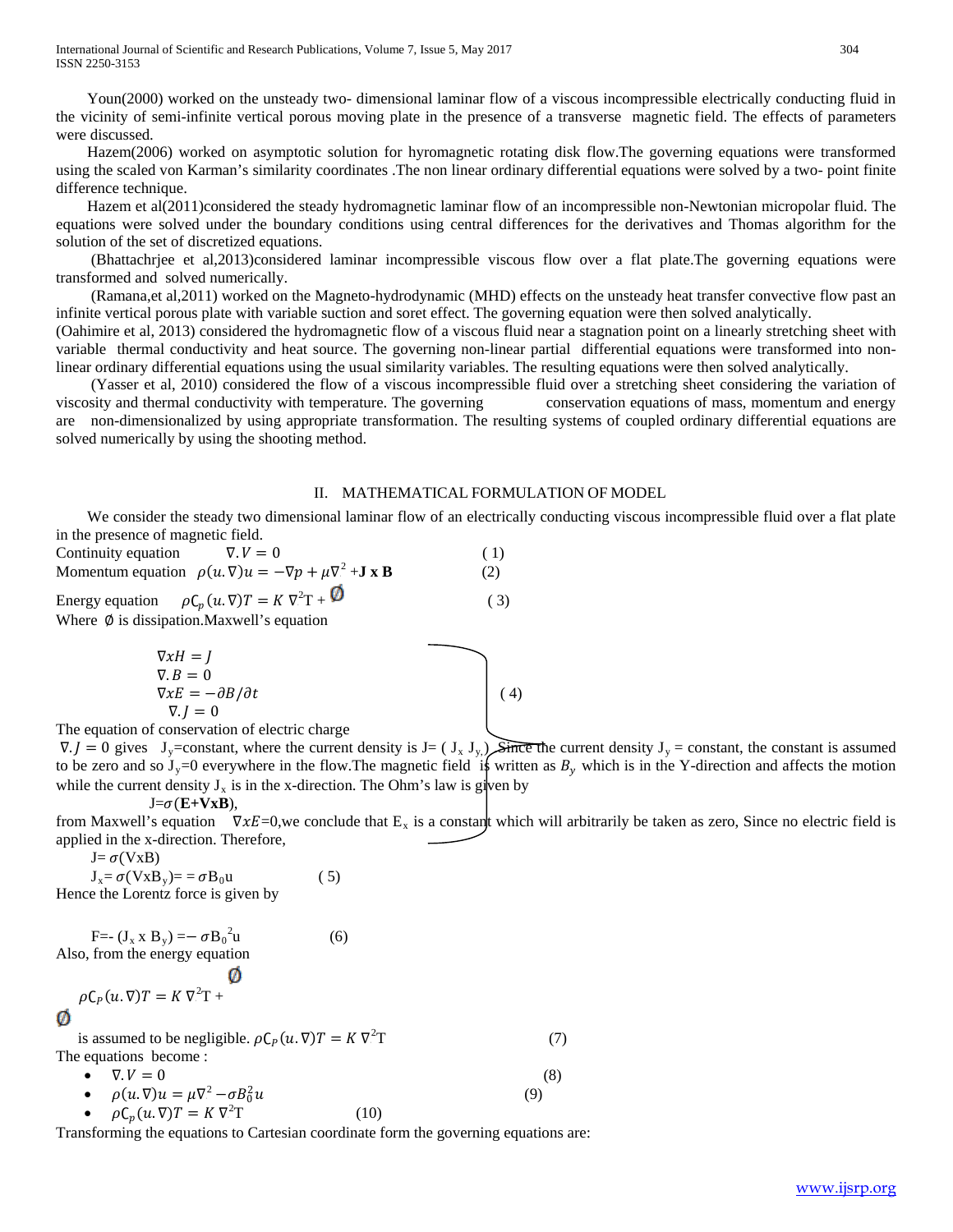Youn(2000) worked on the unsteady two- dimensional laminar flow of a viscous incompressible electrically conducting fluid in the vicinity of semi-infinite vertical porous moving plate in the presence of a transverse magnetic field. The effects of parameters were discussed.

Hazem(2006) worked on asymptotic solution for hyromagnetic rotating disk flow.The governing equations were transformed using the scaled von Karman's similarity coordinates .The non linear ordinary differential equations were solved by a two- point finite difference technique.

Hazem et al(2011)considered the steady hydromagnetic laminar flow of an incompressible non-Newtonian micropolar fluid. The equations were solved under the boundary conditions using central differences for the derivatives and Thomas algorithm for the solution of the set of discretized equations.

(Bhattachrjee et al,2013)considered laminar incompressible viscous flow over a flat plate.The governing equations were transformed and solved numerically.

(Ramana,et al,2011) worked on the Magneto-hydrodynamic (MHD) effects on the unsteady heat transfer convective flow past an infinite vertical porous plate with variable suction and soret effect. The governing equation were then solved analytically.

(Oahimire et al, 2013) considered the hydromagnetic flow of a viscous fluid near a stagnation point on a linearly stretching sheet with variable thermal conductivity and heat source. The governing non-linear partial differential equations were transformed into non-linear ordinary differential equations using the usual similarity variables. The resulting equations were then solved analytically.

(Yasser et al, 2010) considered the flow of a viscous incompressible fluid over a stretching sheet considering the variation of viscosity and thermal conductivity with temperature. The governing conservation equations of mass, momentum and energy are non-dimensionalized by using appropriate transformation. The resulting systems of coupled ordinary differential equations are solved numerically by using the shooting method.

## II. MATHEMATICAL FORMULATION OF MODEL

We consider the steady two dimensional laminar flow of an electrically conducting viscous incompressible fluid over a flat plate in the presence of magnetic field.

Continuity equation $\nabla . V = 0$ (1)

Momentum equation $\rho(u.\nabla)u = -\nabla p + \mu\nabla^2 + \mathbf{J} \times \mathbf{B}$ (2)

Energy equation $\rho C_p(u.\nabla)T = K\,\nabla^2 T + \emptyset$ (3)

Where $\emptyset$ is dissipation.Maxwell's equation

$$\left.\begin{aligned} &\nabla x H = J \\ &\nabla . B = 0 \\ &\nabla x E = -\partial B/\partial t \\ &\nabla . J = 0 \end{aligned}\right\} \quad (4)$$

The equation of conservation of electric charge

$\nabla . J = 0$ gives $J_y$=constant, where the current density is J= ( $J_x$ $J_y$ ). Since the current density $J_y$ = constant, the constant is assumed to be zero and so $J_y$=0 everywhere in the flow.The magnetic field is written as $B_y$ which is in the Y-direction and affects the motion while the current density $J_x$ is in the x-direction. The Ohm's law is given by

$J = \sigma(\mathbf{E} + \mathbf{V} x \mathbf{B})$,

from Maxwell's equation $\nabla x E$=0,we conclude that $E_x$ is a constant which will arbitrarily be taken as zero, Since no electric field is applied in the x-direction. Therefore,

$J = \sigma(V x B)$

$J_x = \sigma(V x B_y) = = \sigma B_0 u$ (5)

Hence the Lorentz force is given by

$F = -(J_x \times B_y) = -\sigma B_0^2 u$ (6)

Also, from the energy equation

$\rho C_P(u.\nabla)T = K\,\nabla^2 T + \emptyset$

$\emptyset$ is assumed to be negligible. $\rho C_P(u.\nabla)T = K\,\nabla^2 T$ (7)

The equations become :

- $\nabla . V = 0$ (8)
- $\rho(u.\nabla)u = \mu\nabla^2 - \sigma B_0^2 u$ (9)
- $\rho C_p(u.\nabla)T = K\,\nabla^2 T$ (10)

Transforming the equations to Cartesian coordinate form the governing equations are: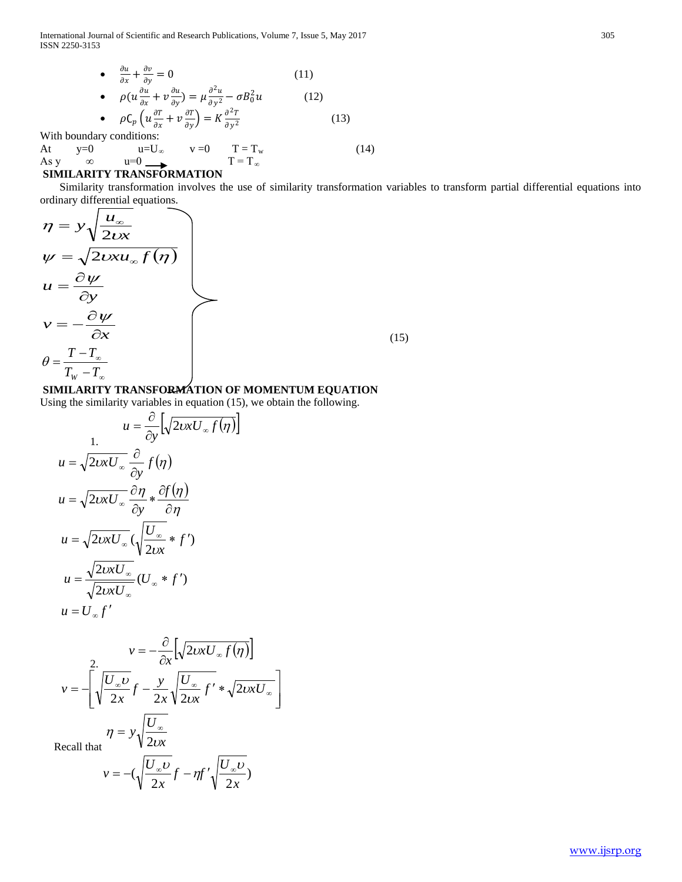- $\frac{\partial u}{\partial x}+\frac{\partial v}{\partial y}=0$ (11)
- $\rho(u\frac{\partial u}{\partial x}+v\frac{\partial u}{\partial y})=\mu\frac{\partial^2 u}{\partial y^2}-\sigma B_0^2 u$ (12)
- $\rho C_p\left(u\frac{\partial T}{\partial x}+v\frac{\partial T}{\partial y}\right)=K\frac{\partial^2 T}{\partial y^2}$ (13)

With boundary conditions:

At $y=0$ $\quad u=U_\infty \quad v=0 \quad T=T_w$ (14)

As $y \quad \infty \quad u=0 \longrightarrow \quad T=T_\infty$

**SIMILARITY TRANSFORMATION**

Similarity transformation involves the use of similarity transformation variables to transform partial differential equations into ordinary differential equations.

$$\left.\begin{aligned}
\eta &= y\sqrt{\frac{u_\infty}{2\upsilon x}}\\
\psi &= \sqrt{2\upsilon x u_\infty f(\eta)}\\
u &= \frac{\partial \psi}{\partial y}\\
v &= -\frac{\partial \psi}{\partial x}\\
\theta &= \frac{T-T_\infty}{T_W-T_\infty}
\end{aligned}\right\} \tag{15}$$

**SIMILARITY TRANSFORMATION OF MOMENTUM EQUATION**

Using the similarity variables in equation (15), we obtain the following.

1.

$$u=\frac{\partial}{\partial y}\left[\sqrt{2\upsilon x U_\infty f(\eta)}\right]$$

$$u=\sqrt{2\upsilon x U_\infty}\frac{\partial}{\partial y}f(\eta)$$

$$u=\sqrt{2\upsilon x U_\infty}\frac{\partial \eta}{\partial y}*\frac{\partial f(\eta)}{\partial \eta}$$

$$u=\sqrt{2\upsilon x U_\infty}\left(\sqrt{\frac{U_\infty}{2\upsilon x}}*f'\right)$$

$$u=\frac{\sqrt{2\upsilon x U_\infty}}{\sqrt{2\upsilon x U_\infty}}(U_\infty * f')$$

$$u=U_\infty f'$$

2.

$$v=-\frac{\partial}{\partial x}\left[\sqrt{2\upsilon x U_\infty f(\eta)}\right]$$

$$v=-\left[\sqrt{\frac{U_\infty \upsilon}{2x}}f-\frac{y}{2x}\sqrt{\frac{U_\infty}{2\upsilon x}}f' * \sqrt{2\upsilon x U_\infty}\right]$$

Recall that

$$\eta=y\sqrt{\frac{U_\infty}{2\upsilon x}}$$

$$v=-\left(\sqrt{\frac{U_\infty \upsilon}{2x}}f-\eta f'\sqrt{\frac{U_\infty \upsilon}{2x}}\right)$$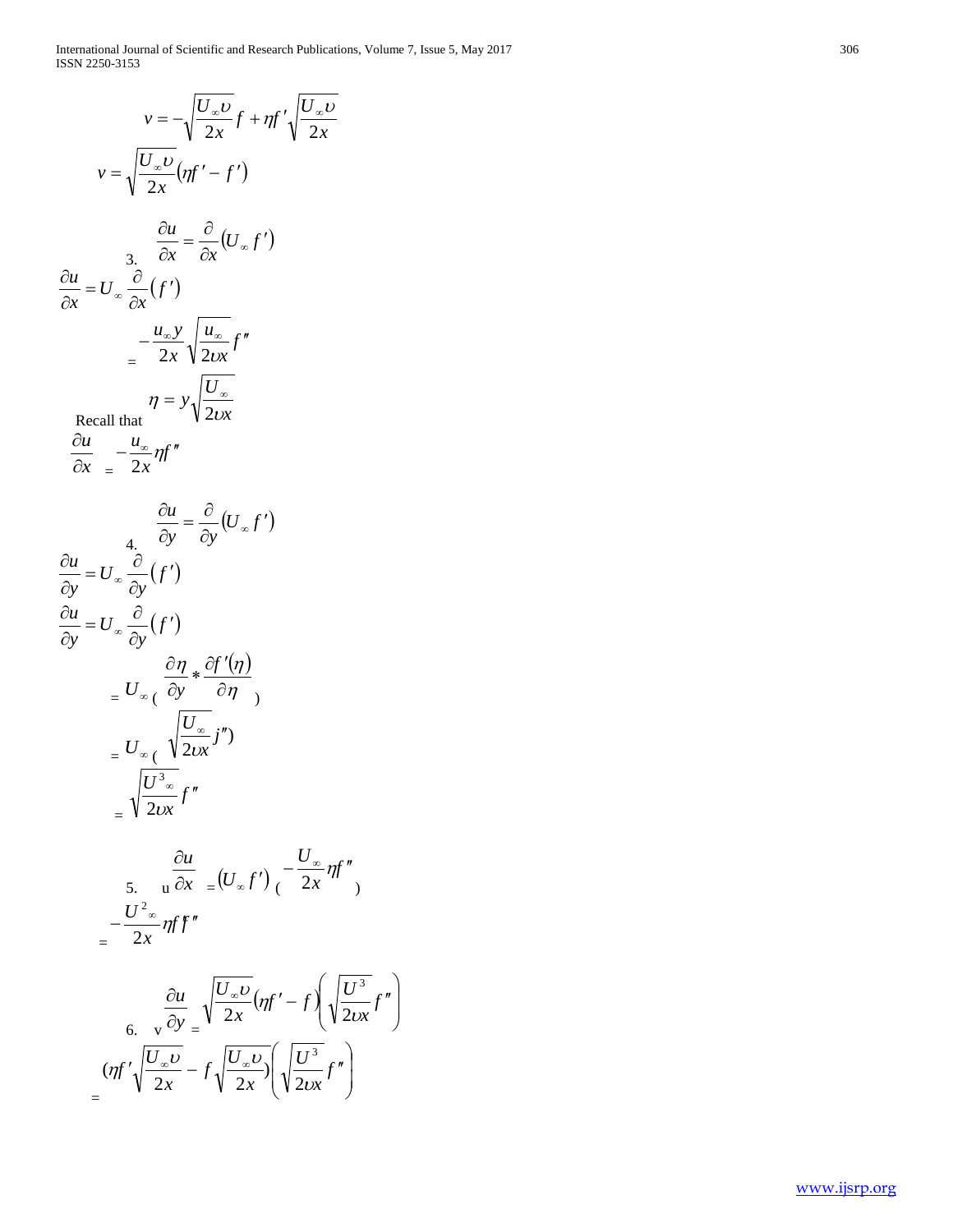$$v = -\sqrt{\frac{U_\infty \upsilon}{2x}} f + \eta f' \sqrt{\frac{U_\infty \upsilon}{2x}}$$

$$v = \sqrt{\frac{U_\infty \upsilon}{2x}} (\eta f' - f')$$

3. $$\frac{\partial u}{\partial x} = \frac{\partial}{\partial x}(U_\infty f')$$

$$\frac{\partial u}{\partial x} = U_\infty \frac{\partial}{\partial x}(f')$$

$$= -\frac{u_\infty y}{2x} \sqrt{\frac{u_\infty}{2\upsilon x}} f''$$

Recall that $\eta = y\sqrt{\frac{U_\infty}{2\upsilon x}}$

$$\frac{\partial u}{\partial x} = -\frac{u_\infty}{2x} \eta f''$$

4. $$\frac{\partial u}{\partial y} = \frac{\partial}{\partial y}(U_\infty f')$$

$$\frac{\partial u}{\partial y} = U_\infty \frac{\partial}{\partial y}(f')$$

$$\frac{\partial u}{\partial y} = U_\infty \frac{\partial}{\partial y}(f')$$

$$= U_\infty \left( \frac{\partial \eta}{\partial y} * \frac{\partial f'(\eta)}{\partial \eta} \right)$$

$$= U_\infty \left( \sqrt{\frac{U_\infty}{2\upsilon x}} j'' \right)$$

$$= \sqrt{\frac{U^3{}_\infty}{2\upsilon x}} f''$$

5. $$u\frac{\partial u}{\partial x} = (U_\infty f') \left( -\frac{U_\infty}{2x} \eta f'' \right)$$

$$= -\frac{U^2{}_\infty}{2x} \eta f f''$$

6. $$v\frac{\partial u}{\partial y} = \sqrt{\frac{U_\infty \upsilon}{2x}} (\eta f' - f) \left( \sqrt{\frac{U^3}{2\upsilon x}} f'' \right)$$

$$= \left( \eta f' \sqrt{\frac{U_\infty \upsilon}{2x}} - f \sqrt{\frac{U_\infty \upsilon}{2x}} \right) \left( \sqrt{\frac{U^3}{2\upsilon x}} f'' \right)$$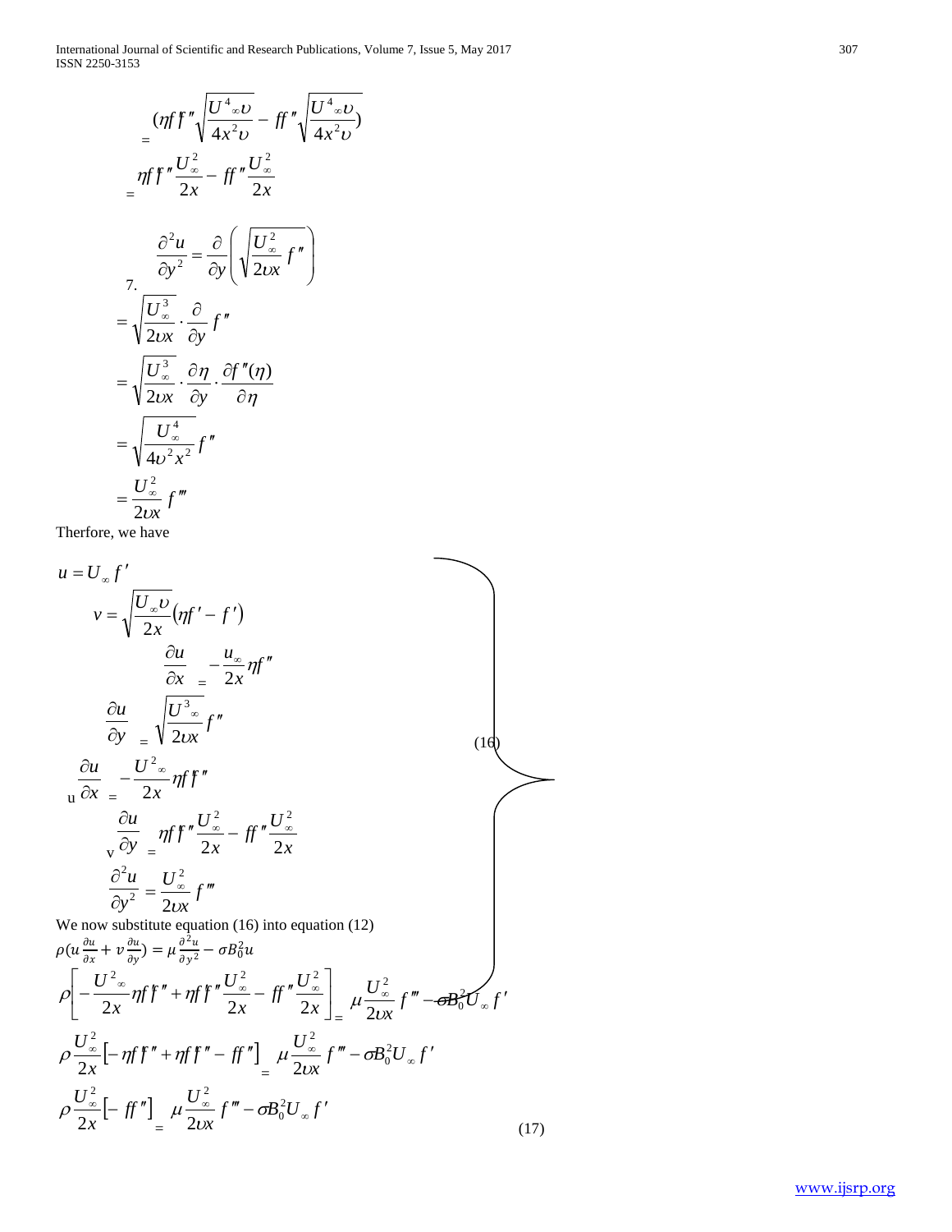$$= (\eta f f'' \sqrt{\frac{U^4_\infty \upsilon}{4x^2 \upsilon}} - f f'' \sqrt{\frac{U^4_\infty \upsilon}{4x^2 \upsilon}})$$

$$= \eta f f'' \frac{U^2_\infty}{2x} - f f'' \frac{U^2_\infty}{2x}$$

7. $$\frac{\partial^2 u}{\partial y^2} = \frac{\partial}{\partial y}\left(\sqrt{\frac{U^2_\infty}{2\upsilon x}} f''\right)$$

$$= \sqrt{\frac{U^3_\infty}{2\upsilon x}} \cdot \frac{\partial}{\partial y} f''$$

$$= \sqrt{\frac{U^3_\infty}{2\upsilon x}} \cdot \frac{\partial \eta}{\partial y} \cdot \frac{\partial f''(\eta)}{\partial \eta}$$

$$= \sqrt{\frac{U^4_\infty}{4\upsilon^2 x^2}} f''$$

$$= \frac{U^2_\infty}{2\upsilon x} f'''$$

Therfore, we have

$$\left.\begin{aligned}
u &= U_\infty f' \\
v &= \sqrt{\frac{U_\infty \upsilon}{2x}}(\eta f' - f') \\
\frac{\partial u}{\partial x} &= -\frac{u_\infty}{2x} \eta f'' \\
\frac{\partial u}{\partial y} &= \sqrt{\frac{U^3_\infty}{2\upsilon x}} f'' \\
u\frac{\partial u}{\partial x} &= -\frac{U^2_\infty}{2x} \eta f f'' \\
v\frac{\partial u}{\partial y} &= \eta f f'' \frac{U^2_\infty}{2x} - f f'' \frac{U^2_\infty}{2x} \\
\frac{\partial^2 u}{\partial y^2} &= \frac{U^2_\infty}{2\upsilon x} f'''
\end{aligned}\right\} \quad (16)$$

We now substitute equation (16) into equation (12)

$$\rho\left(u\frac{\partial u}{\partial x} + v\frac{\partial u}{\partial y}\right) = \mu \frac{\partial^2 u}{\partial y^2} - \sigma B_0^2 u$$

$$\rho\left[-\frac{U^2_\infty}{2x} \eta f f'' + \eta f f'' \frac{U^2_\infty}{2x} - f f'' \frac{U^2_\infty}{2x}\right] = \mu \frac{U^2_\infty}{2\upsilon x} f''' - \sigma B_0^2 U_\infty f'$$

$$\rho \frac{U^2_\infty}{2x}\left[-\eta f f'' + \eta f f'' - f f''\right] = \mu \frac{U^2_\infty}{2\upsilon x} f''' - \sigma B_0^2 U_\infty f'$$

$$\rho \frac{U^2_\infty}{2x}\left[- f f''\right] = \mu \frac{U^2_\infty}{2\upsilon x} f''' - \sigma B_0^2 U_\infty f' \quad (17)$$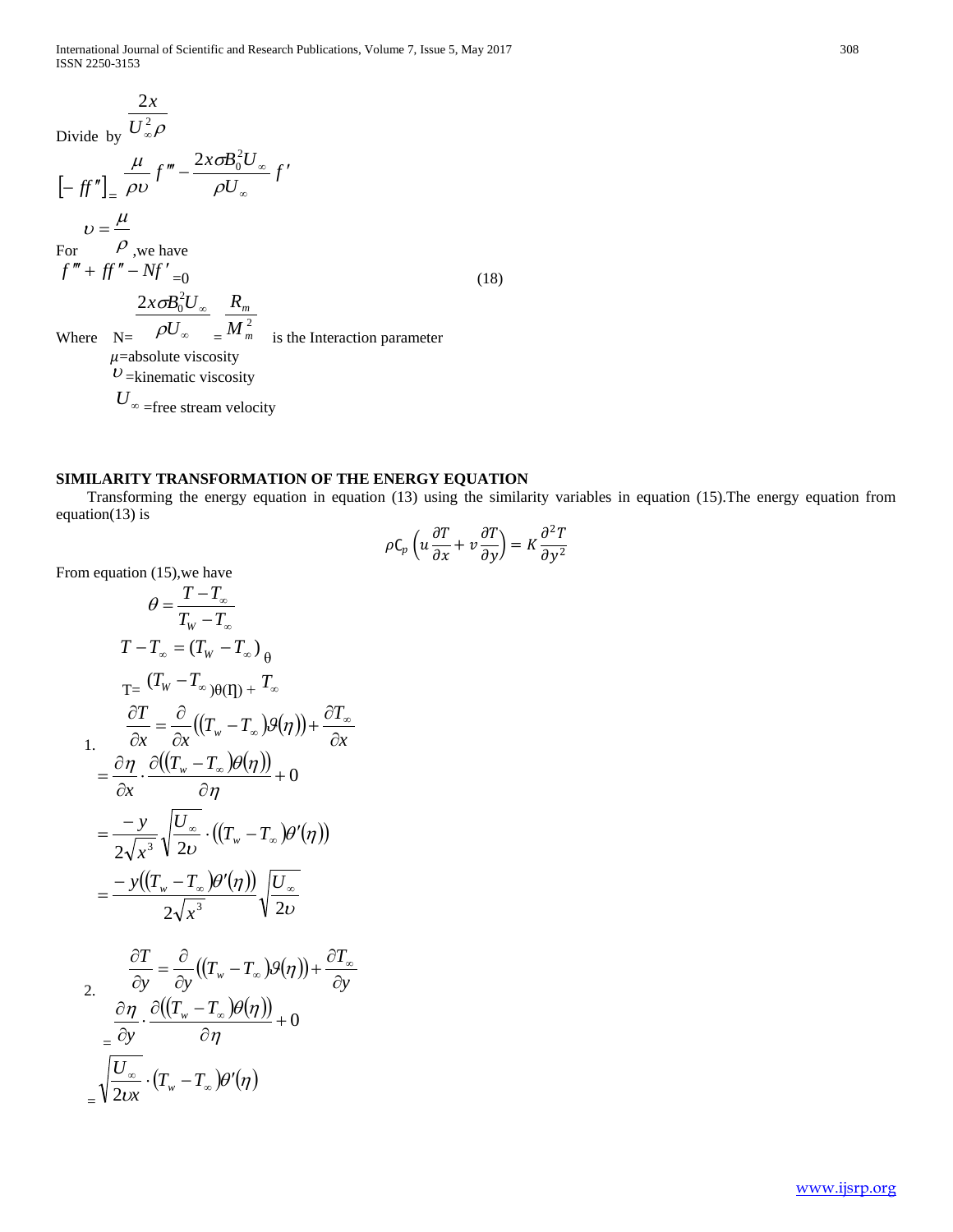Divide by $\frac{2x}{U_\infty^2 \rho}$

$$\left[-ff''\right] = \frac{\mu}{\rho \upsilon} f''' - \frac{2x\sigma B_0^2 U_\infty}{\rho U_\infty} f'$$

For $\upsilon = \frac{\mu}{\rho}$ ,we have

$$f''' + ff'' - Nf' = 0 \tag{18}$$

Where N= $\frac{2x\sigma B_0^2 U_\infty}{\rho U_\infty} = \frac{R_m}{M_m^2}$ is the Interaction parameter

$\mu$=absolute viscosity

$\upsilon$=kinematic viscosity

$U_\infty$=free stream velocity

**SIMILARITY TRANSFORMATION OF THE ENERGY EQUATION**

Transforming the energy equation in equation (13) using the similarity variables in equation (15).The energy equation from equation(13) is

$$\rho C_p \left( u \frac{\partial T}{\partial x} + v \frac{\partial T}{\partial y} \right) = K \frac{\partial^2 T}{\partial y^2}$$

From equation (15),we have

$$\theta = \frac{T - T_\infty}{T_W - T_\infty}$$

$$T - T_\infty = (T_W - T_\infty)\theta$$

$$T = (T_W - T_\infty)\theta(\eta) + T_\infty$$

1. $$\frac{\partial T}{\partial x} = \frac{\partial}{\partial x}\left((T_w - T_\infty)\vartheta(\eta)\right) + \frac{\partial T_\infty}{\partial x}$$

$$= \frac{\partial \eta}{\partial x} \cdot \frac{\partial\left((T_w - T_\infty)\theta(\eta)\right)}{\partial \eta} + 0$$

$$= \frac{-y}{2\sqrt{x^3}} \sqrt{\frac{U_\infty}{2\upsilon}} \cdot \left((T_w - T_\infty)\theta'(\eta)\right)$$

$$= \frac{-y\left((T_w - T_\infty)\theta'(\eta)\right)}{2\sqrt{x^3}} \sqrt{\frac{U_\infty}{2\upsilon}}$$

2. $$\frac{\partial T}{\partial y} = \frac{\partial}{\partial y}\left((T_w - T_\infty)\vartheta(\eta)\right) + \frac{\partial T_\infty}{\partial y}$$

$$= \frac{\partial \eta}{\partial y} \cdot \frac{\partial\left((T_w - T_\infty)\theta(\eta)\right)}{\partial \eta} + 0$$

$$= \sqrt{\frac{U_\infty}{2\upsilon x}} \cdot (T_w - T_\infty)\theta'(\eta)$$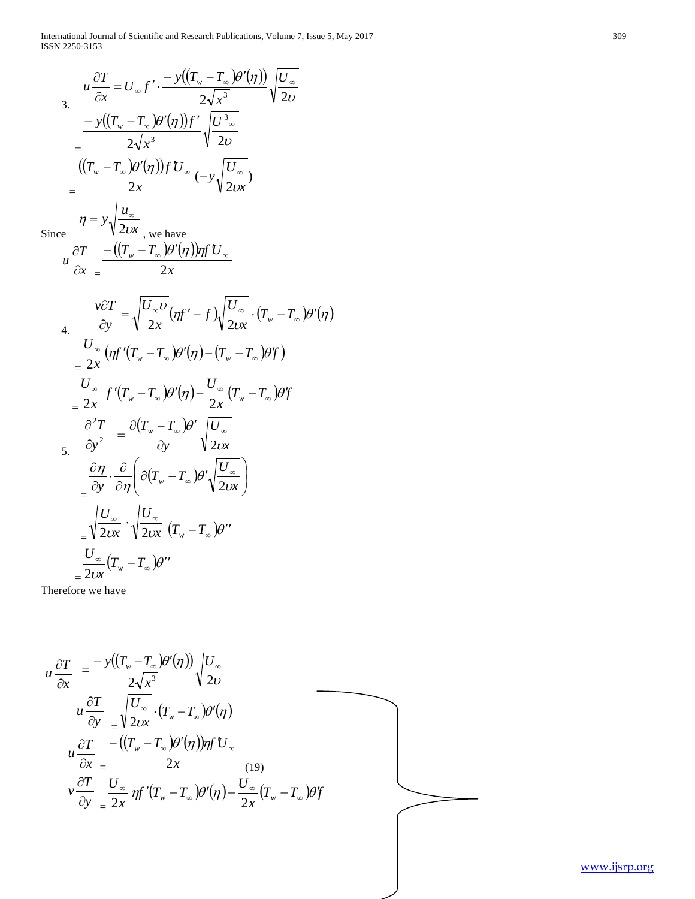3. $$u\frac{\partial T}{\partial x} = U_\infty f' \cdot \frac{-y\left(\left(T_w - T_\infty\right)\theta'(\eta)\right)}{2\sqrt{x^3}}\sqrt{\frac{U_\infty}{2\upsilon}}$$

$$= \frac{-y\left(\left(T_w - T_\infty\right)\theta'(\eta)\right)f'}{2\sqrt{x^3}}\sqrt{\frac{U^3{}_\infty}{2\upsilon}}$$

$$= \frac{\left(\left(T_w - T_\infty\right)\theta'(\eta)\right)f'U_\infty}{2x}\left(-y\sqrt{\frac{U_\infty}{2\upsilon x}}\right)$$

Since $\eta = y\sqrt{\frac{u_\infty}{2\upsilon x}}$, we have

$$u\frac{\partial T}{\partial x} = \frac{-\left(\left(T_w - T_\infty\right)\theta'(\eta)\right)\eta f'U_\infty}{2x}$$

4. $$\frac{v\partial T}{\partial y} = \sqrt{\frac{U_\infty \upsilon}{2x}}\left(\eta f' - f\right)\sqrt{\frac{U_\infty}{2\upsilon x}} \cdot \left(T_w - T_\infty\right)\theta'(\eta)$$

$$= \frac{U_\infty}{2x}\left(\eta f'\left(T_w - T_\infty\right)\theta'(\eta) - \left(T_w - T_\infty\right)\theta' f\right)$$

$$= \frac{U_\infty}{2x}\, f'\left(T_w - T_\infty\right)\theta'(\eta) - \frac{U_\infty}{2x}\left(T_w - T_\infty\right)\theta' f$$

5. $$\frac{\partial^2 T}{\partial y^2} = \frac{\partial\left(T_w - T_\infty\right)\theta'}{\partial y}\sqrt{\frac{U_\infty}{2\upsilon x}}$$

$$= \frac{\partial \eta}{\partial y} \cdot \frac{\partial}{\partial \eta}\left(\partial\left(T_w - T_\infty\right)\theta'\sqrt{\frac{U_\infty}{2\upsilon x}}\right)$$

$$= \sqrt{\frac{U_\infty}{2\upsilon x}} \cdot \sqrt{\frac{U_\infty}{2\upsilon x}}\left(T_w - T_\infty\right)\theta''$$

$$= \frac{U_\infty}{2\upsilon x}\left(T_w - T_\infty\right)\theta''$$

Therefore we have

$$\left.\begin{aligned}
u\frac{\partial T}{\partial x} &= \frac{-y\left(\left(T_w - T_\infty\right)\theta'(\eta)\right)}{2\sqrt{x^3}}\sqrt{\frac{U_\infty}{2\upsilon}} \\
u\frac{\partial T}{\partial y} &= \sqrt{\frac{U_\infty}{2\upsilon x}} \cdot \left(T_w - T_\infty\right)\theta'(\eta) \\
u\frac{\partial T}{\partial x} &= \frac{-\left(\left(T_w - T_\infty\right)\theta'(\eta)\right)\eta f'U_\infty}{2x} \\
v\frac{\partial T}{\partial y} &= \frac{U_\infty}{2x}\,\eta f'\left(T_w - T_\infty\right)\theta'(\eta) - \frac{U_\infty}{2x}\left(T_w - T_\infty\right)\theta' f
\end{aligned}\right\} \quad (19)$$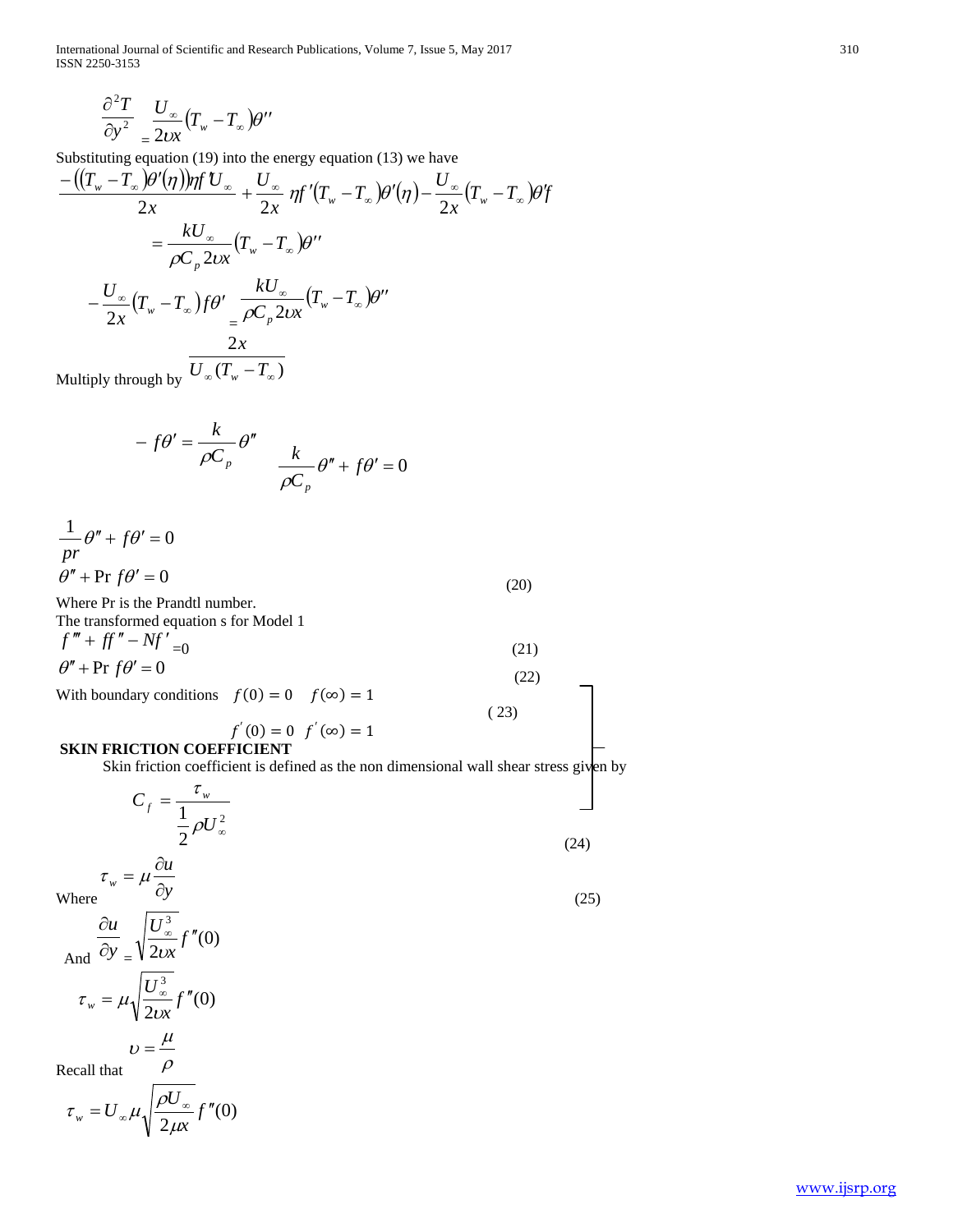$$\frac{\partial^2 T}{\partial y^2} = \frac{U_\infty}{2\upsilon x}(T_w - T_\infty)\theta''$$

Substituting equation (19) into the energy equation (13) we have

$$\frac{-((T_w - T_\infty)\theta'(\eta))\eta f' U_\infty}{2x} + \frac{U_\infty}{2x}\eta f'(T_w - T_\infty)\theta'(\eta) - \frac{U_\infty}{2x}(T_w - T_\infty)\theta' f$$

$$= \frac{kU_\infty}{\rho C_p 2\upsilon x}(T_w - T_\infty)\theta''$$

$$-\frac{U_\infty}{2x}(T_w - T_\infty)f\theta' = \frac{kU_\infty}{\rho C_p 2\upsilon x}(T_w - T_\infty)\theta''$$

Multiply through by $\dfrac{2x}{U_\infty(T_w - T_\infty)}$

$$-f\theta' = \frac{k}{\rho C_p}\theta'' \qquad \frac{k}{\rho C_p}\theta'' + f\theta' = 0$$

$$\frac{1}{pr}\theta'' + f\theta' = 0$$

$$\theta'' + \Pr f\theta' = 0 \tag{20}$$

Where Pr is the Prandtl number.

The transformed equation s for Model 1

$$f''' + ff'' - Nf' = 0 \tag{21}$$

$$\theta'' + \Pr f\theta' = 0 \tag{22}$$

With boundary conditions $f(0) = 0 \quad f(\infty) = 1$

$$f'(0) = 0 \quad f'(\infty) = 1 \tag{23}$$

**SKIN FRICTION COEFFICIENT**

Skin friction coefficient is defined as the non dimensional wall shear stress given by

$$C_f = \frac{\tau_w}{\frac{1}{2}\rho U_\infty^2} \tag{24}$$

Where

$$\tau_w = \mu\frac{\partial u}{\partial y} \tag{25}$$

And

$$\frac{\partial u}{\partial y} = \sqrt{\frac{U_\infty^3}{2\upsilon x}}f''(0)$$

$$\tau_w = \mu\sqrt{\frac{U_\infty^3}{2\upsilon x}}f''(0)$$

Recall that

$$\upsilon = \frac{\mu}{\rho}$$

$$\tau_w = U_\infty \mu\sqrt{\frac{\rho U_\infty}{2\mu x}}f''(0)$$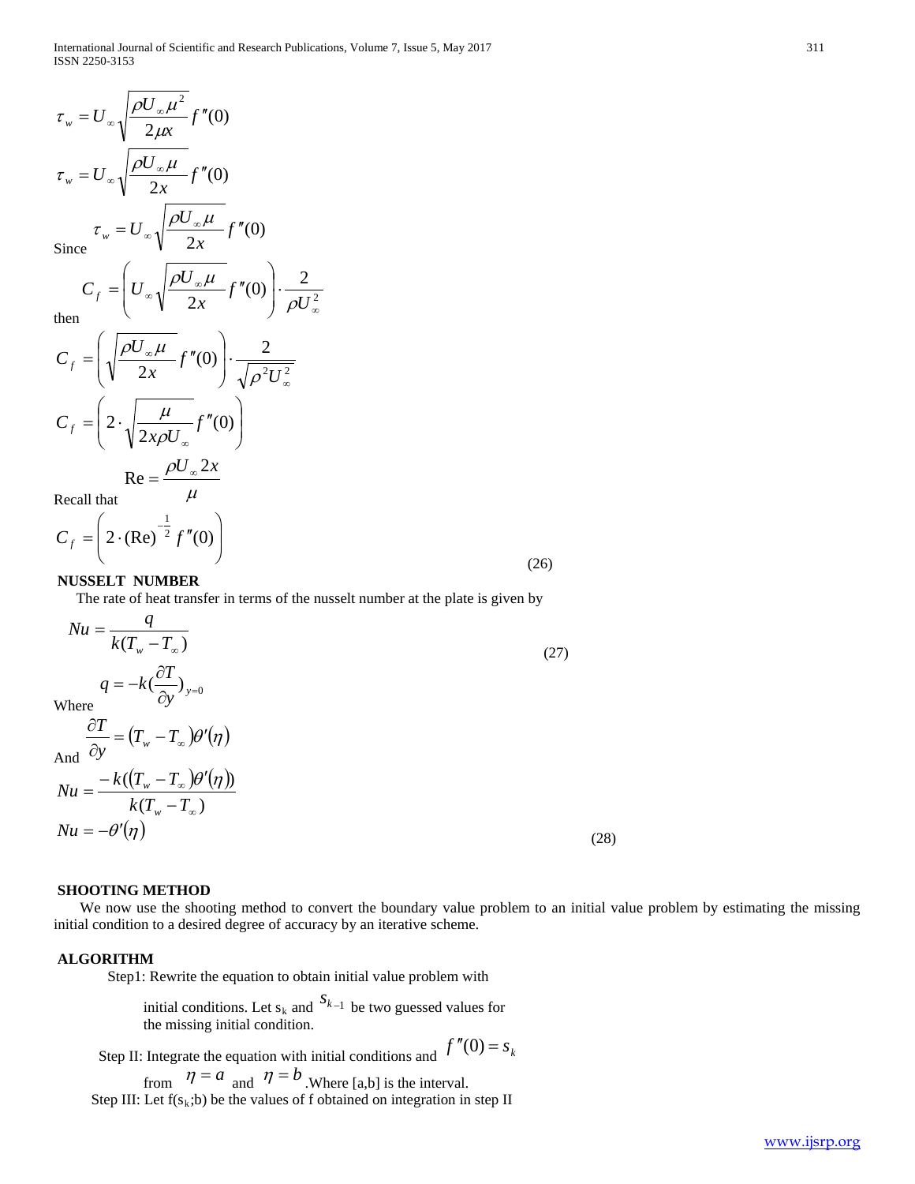$$\tau_w = U_\infty \sqrt{\frac{\rho U_\infty \mu^2}{2\mu x}} f''(0)$$

$$\tau_w = U_\infty \sqrt{\frac{\rho U_\infty \mu}{2x}} f''(0)$$

Since $\tau_w = U_\infty \sqrt{\frac{\rho U_\infty \mu}{2x}} f''(0)$

then

$$C_f = \left( U_\infty \sqrt{\frac{\rho U_\infty \mu}{2x}} f''(0) \right) \cdot \frac{2}{\rho U_\infty^2}$$

$$C_f = \left( \sqrt{\frac{\rho U_\infty \mu}{2x}} f''(0) \right) \cdot \frac{2}{\sqrt{\rho^2 U_\infty^2}}$$

$$C_f = \left( 2 \cdot \sqrt{\frac{\mu}{2x\rho U_\infty}} f''(0) \right)$$

Recall that $\mathrm{Re} = \frac{\rho U_\infty 2x}{\mu}$

$$C_f = \left( 2 \cdot (\mathrm{Re})^{-\frac{1}{2}} f''(0) \right) \tag{26}$$

**NUSSELT NUMBER**

The rate of heat transfer in terms of the nusselt number at the plate is given by

$$Nu = \frac{q}{k(T_w - T_\infty)} \tag{27}$$

Where $q = -k(\frac{\partial T}{\partial y})_{y=0}$

And $\frac{\partial T}{\partial y} = (T_w - T_\infty)\theta'(\eta)$

$$Nu = \frac{-k((T_w - T_\infty)\theta'(\eta))}{k(T_w - T_\infty)}$$

$$Nu = -\theta'(\eta) \tag{28}$$

**SHOOTING METHOD**

We now use the shooting method to convert the boundary value problem to an initial value problem by estimating the missing initial condition to a desired degree of accuracy by an iterative scheme.

**ALGORITHM**

Step1: Rewrite the equation to obtain initial value problem with initial conditions. Let $s_k$ and $s_{k-1}$ be two guessed values for the missing initial condition.

Step II: Integrate the equation with initial conditions and $f''(0) = s_k$ from $\eta = a$ and $\eta = b$. Where [a,b] is the interval.

Step III: Let $f(s_k;b)$ be the values of f obtained on integration in step II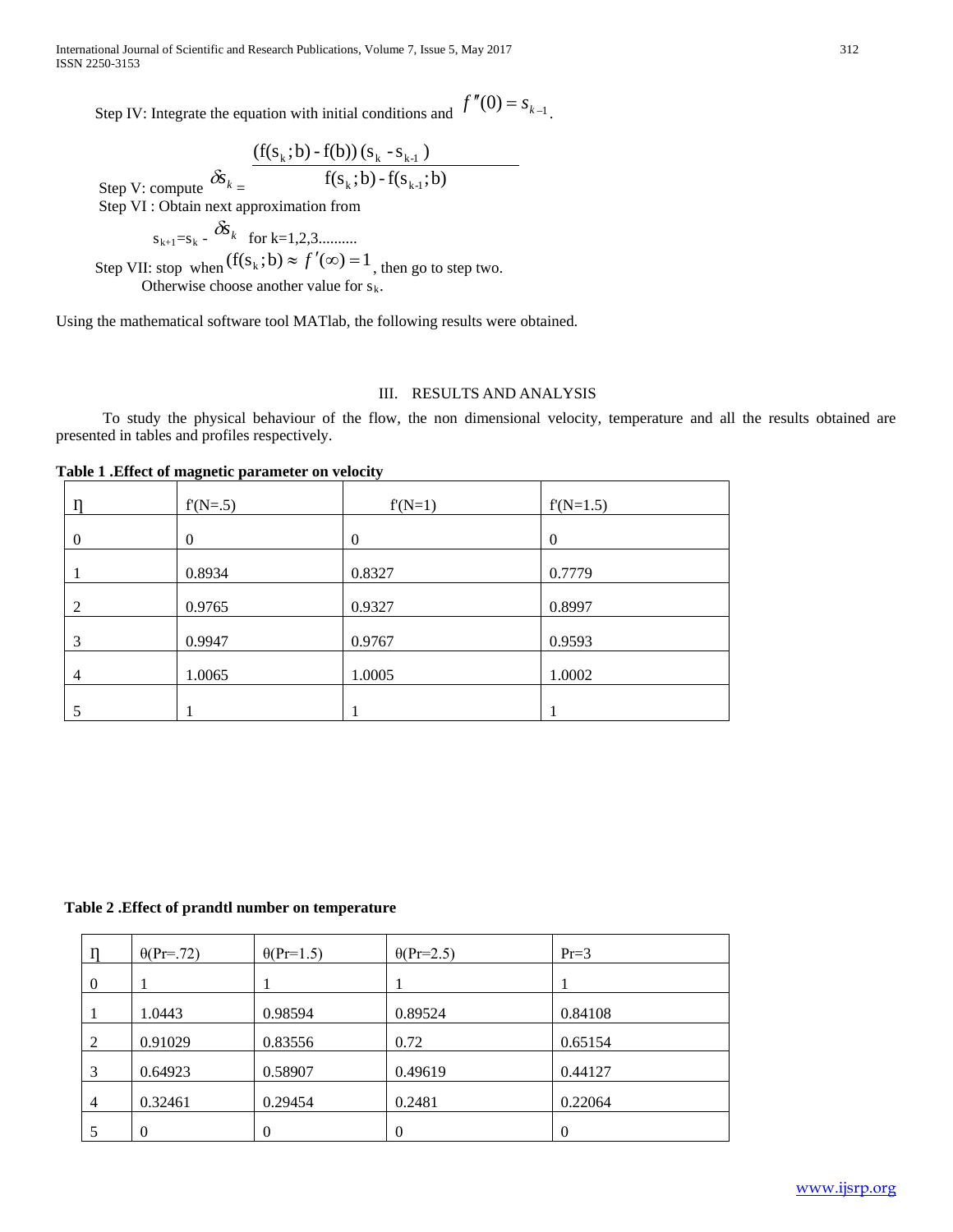Step IV: Integrate the equation with initial conditions and $f''(0) = s_{k-1}$.

Step V: compute $\delta s_k = \dfrac{(f(s_k;b) - f(b))\,(s_k - s_{k-1})}{f(s_k;b) - f(s_{k-1};b)}$

Step VI : Obtain next approximation from

$s_{k+1} = s_k - \delta s_k$ for k=1,2,3..........

Step VII: stop when $(f(s_k;b) \approx f'(\infty) = 1$, then go to step two.
Otherwise choose another value for $s_k$.

Using the mathematical software tool MATlab, the following results were obtained.

## III. RESULTS AND ANALYSIS

To study the physical behaviour of the flow, the non dimensional velocity, temperature and all the results obtained are presented in tables and profiles respectively.

**Table 1 .Effect of magnetic parameter on velocity**

| η | f'(N=.5) | f'(N=1) | f'(N=1.5) |
|---|---|---|---|
| 0 | 0 | 0 | 0 |
| 1 | 0.8934 | 0.8327 | 0.7779 |
| 2 | 0.9765 | 0.9327 | 0.8997 |
| 3 | 0.9947 | 0.9767 | 0.9593 |
| 4 | 1.0065 | 1.0005 | 1.0002 |
| 5 | 1 | 1 | 1 |

**Table 2 .Effect of prandtl number on temperature**

| η | θ(Pr=.72) | θ(Pr=1.5) | θ(Pr=2.5) | Pr=3 |
|---|---|---|---|---|
| 0 | 1 | 1 | 1 | 1 |
| 1 | 1.0443 | 0.98594 | 0.89524 | 0.84108 |
| 2 | 0.91029 | 0.83556 | 0.72 | 0.65154 |
| 3 | 0.64923 | 0.58907 | 0.49619 | 0.44127 |
| 4 | 0.32461 | 0.29454 | 0.2481 | 0.22064 |
| 5 | 0 | 0 | 0 | 0 |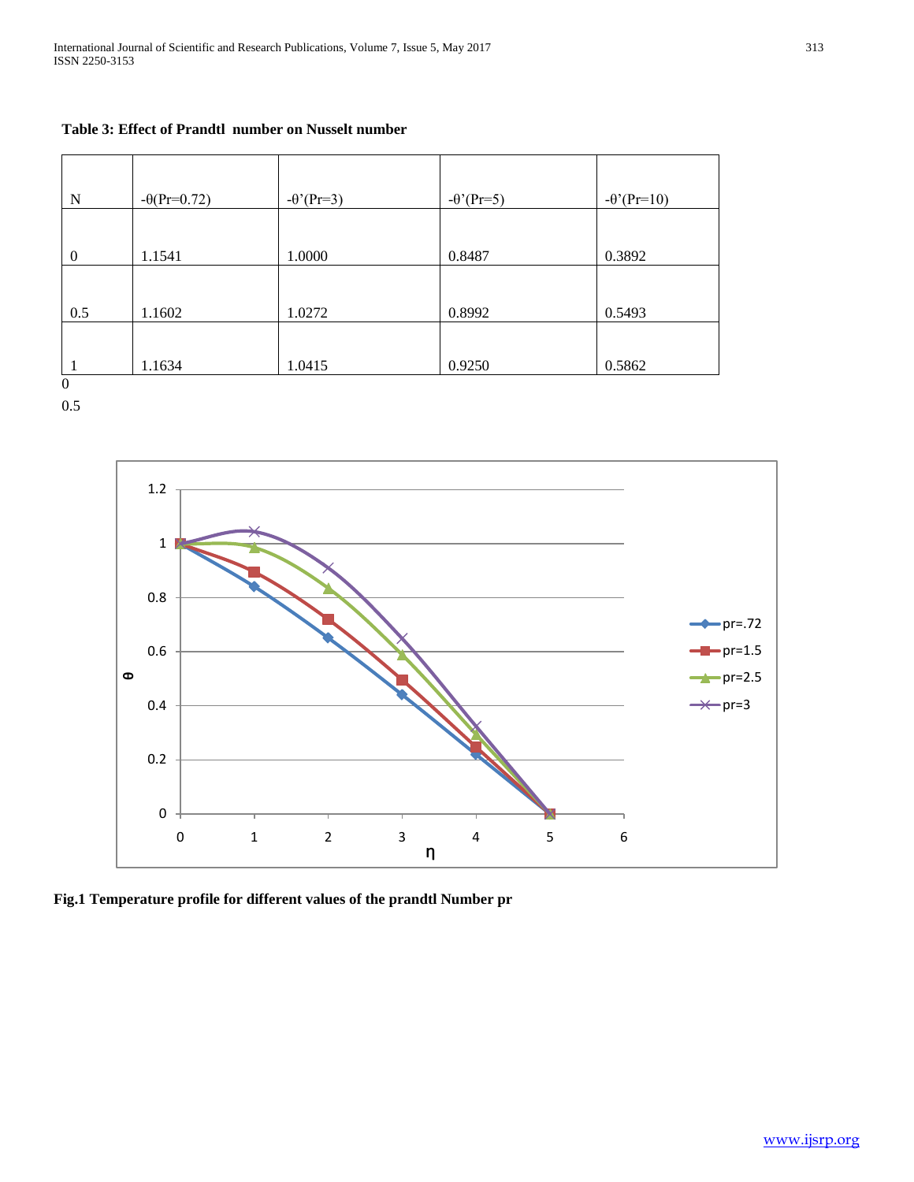**Table 3: Effect of Prandtl number on Nusselt number**

| N | $-\theta(Pr=0.72)$ | $-\theta'(Pr=3)$ | $-\theta'(Pr=5)$ | $-\theta'(Pr=10)$ |
|---|---|---|---|---|
| 0 | 1.1541 | 1.0000 | 0.8487 | 0.3892 |
| 0.5 | 1.1602 | 1.0272 | 0.8992 | 0.5493 |
| 1 | 1.1634 | 1.0415 | 0.9250 | 0.5862 |

0

0.5

**Fig.1 Temperature profile for different values of the prandtl Number pr**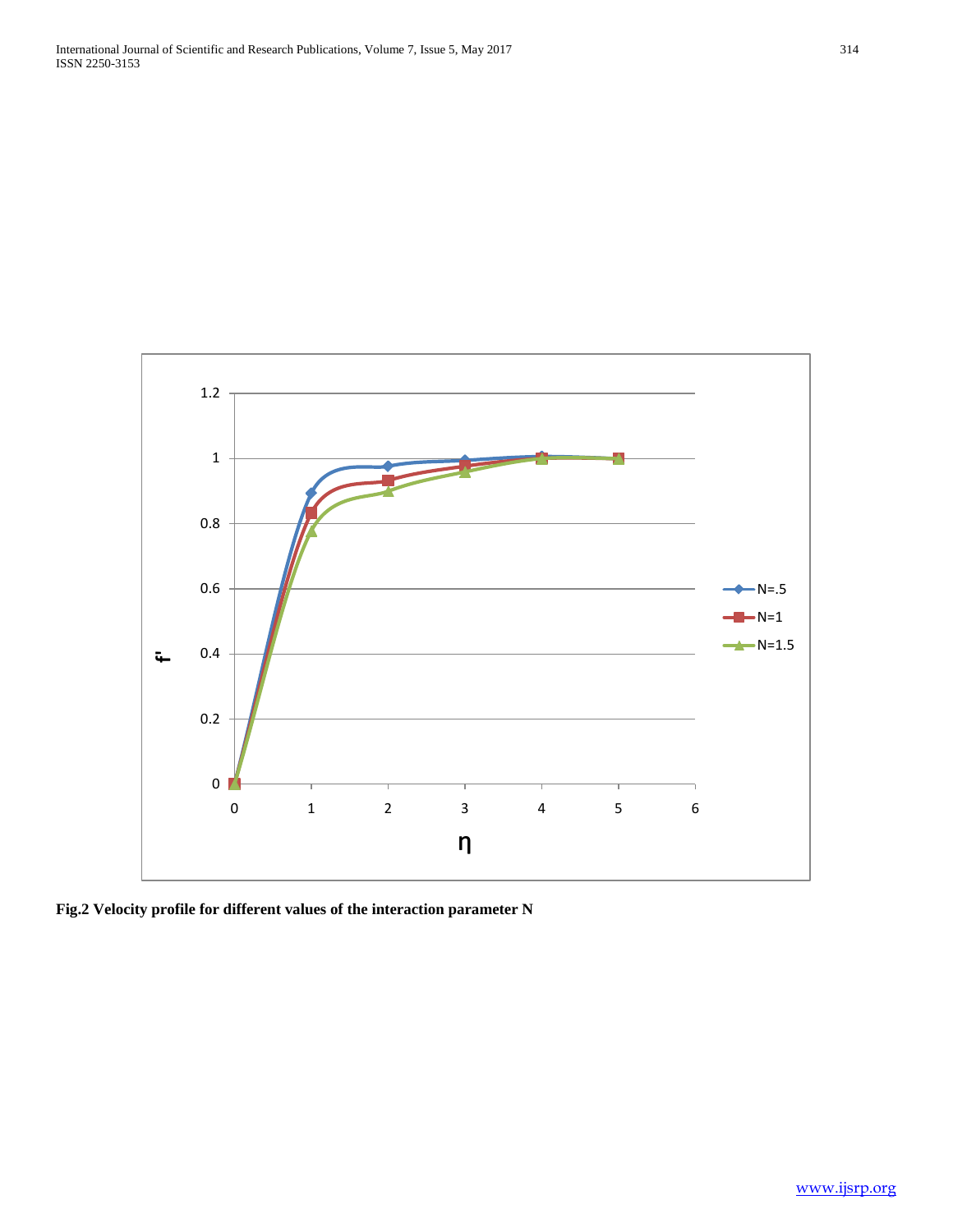Fig.2 Velocity profile for different values of the interaction parameter N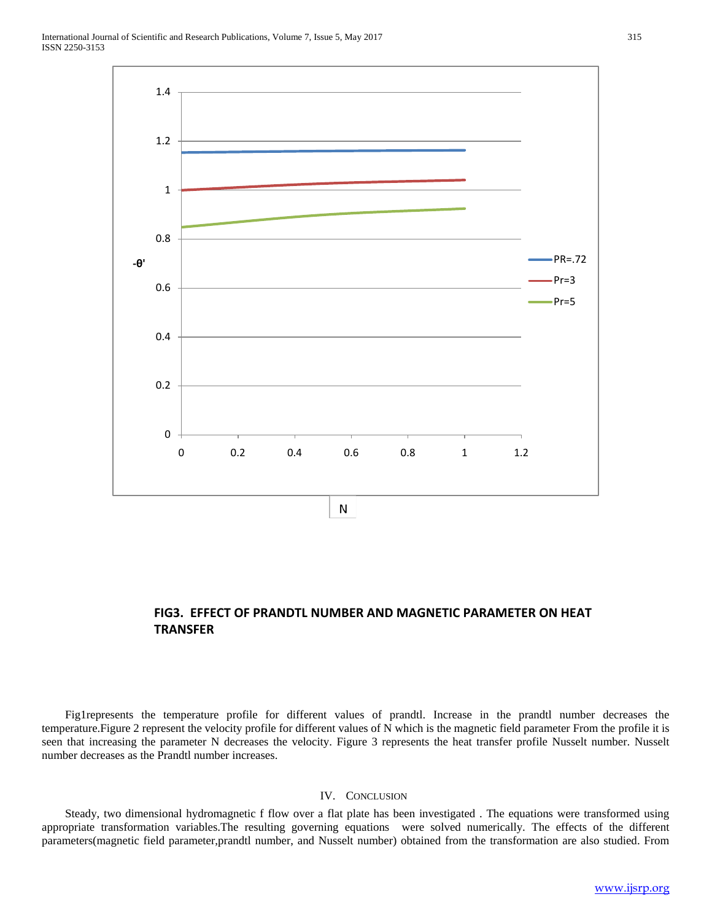**FIG3. EFFECT OF PRANDTL NUMBER AND MAGNETIC PARAMETER ON HEAT TRANSFER**

Fig1represents the temperature profile for different values of prandtl. Increase in the prandtl number decreases the temperature.Figure 2 represent the velocity profile for different values of N which is the magnetic field parameter From the profile it is seen that increasing the parameter N decreases the velocity. Figure 3 represents the heat transfer profile Nusselt number. Nusselt number decreases as the Prandtl number increases.

## IV. Conclusion

Steady, two dimensional hydromagnetic f flow over a flat plate has been investigated . The equations were transformed using appropriate transformation variables.The resulting governing equations were solved numerically. The effects of the different parameters(magnetic field parameter,prandtl number, and Nusselt number) obtained from the transformation are also studied. From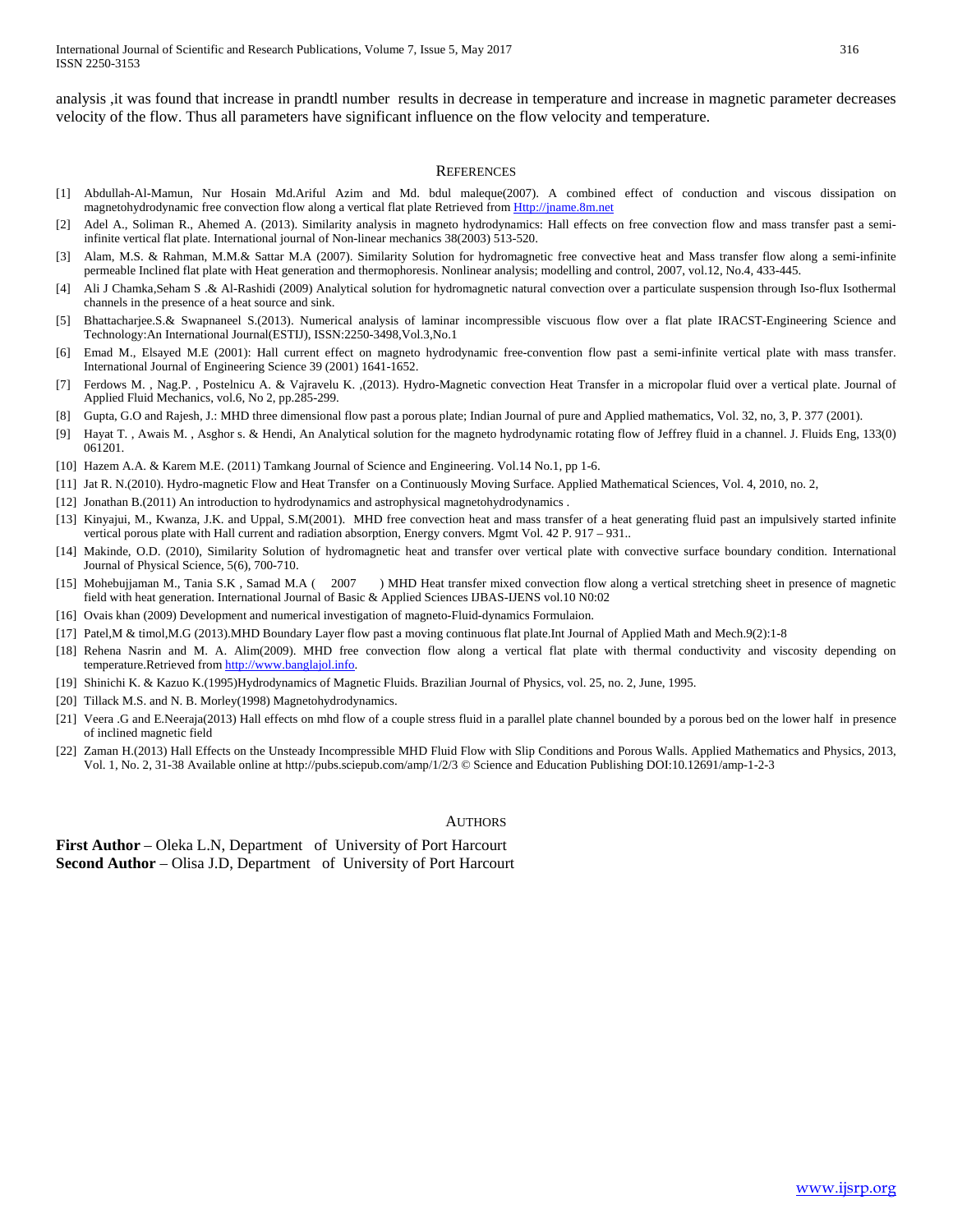analysis ,it was found that increase in prandtl number results in decrease in temperature and increase in magnetic parameter decreases velocity of the flow. Thus all parameters have significant influence on the flow velocity and temperature.

## REFERENCES

[1] Abdullah-Al-Mamun, Nur Hosain Md.Ariful Azim and Md. bdul maleque(2007). A combined effect of conduction and viscous dissipation on magnetohydrodynamic free convection flow along a vertical flat plate Retrieved from Http://jname.8m.net

[2] Adel A., Soliman R., Ahemed A. (2013). Similarity analysis in magneto hydrodynamics: Hall effects on free convection flow and mass transfer past a semi-infinite vertical flat plate. International journal of Non-linear mechanics 38(2003) 513-520.

[3] Alam, M.S. & Rahman, M.M.& Sattar M.A (2007). Similarity Solution for hydromagnetic free convective heat and Mass transfer flow along a semi-infinite permeable Inclined flat plate with Heat generation and thermophoresis. Nonlinear analysis; modelling and control, 2007, vol.12, No.4, 433-445.

[4] Ali J Chamka,Seham S .& Al-Rashidi (2009) Analytical solution for hydromagnetic natural convection over a particulate suspension through Iso-flux Isothermal channels in the presence of a heat source and sink.

[5] Bhattacharjee.S.& Swapnaneel S.(2013). Numerical analysis of laminar incompressible viscuous flow over a flat plate IRACST-Engineering Science and Technology:An International Journal(ESTIJ), ISSN:2250-3498,Vol.3,No.1

[6] Emad M., Elsayed M.E (2001): Hall current effect on magneto hydrodynamic free-convention flow past a semi-infinite vertical plate with mass transfer. International Journal of Engineering Science 39 (2001) 1641-1652.

[7] Ferdows M. , Nag.P. , Postelnicu A. & Vajravelu K. ,(2013). Hydro-Magnetic convection Heat Transfer in a micropolar fluid over a vertical plate. Journal of Applied Fluid Mechanics, vol.6, No 2, pp.285-299.

[8] Gupta, G.O and Rajesh, J.: MHD three dimensional flow past a porous plate; Indian Journal of pure and Applied mathematics, Vol. 32, no, 3, P. 377 (2001).

[9] Hayat T. , Awais M. , Asghor s. & Hendi, An Analytical solution for the magneto hydrodynamic rotating flow of Jeffrey fluid in a channel. J. Fluids Eng, 133(0) 061201.

[10] Hazem A.A. & Karem M.E. (2011) Tamkang Journal of Science and Engineering. Vol.14 No.1, pp 1-6.

[11] Jat R. N.(2010). Hydro-magnetic Flow and Heat Transfer on a Continuously Moving Surface. Applied Mathematical Sciences, Vol. 4, 2010, no. 2,

[12] Jonathan B.(2011) An introduction to hydrodynamics and astrophysical magnetohydrodynamics .

[13] Kinyajui, M., Kwanza, J.K. and Uppal, S.M(2001). MHD free convection heat and mass transfer of a heat generating fluid past an impulsively started infinite vertical porous plate with Hall current and radiation absorption, Energy convers. Mgmt Vol. 42 P. 917 – 931..

[14] Makinde, O.D. (2010), Similarity Solution of hydromagnetic heat and transfer over vertical plate with convective surface boundary condition. International Journal of Physical Science, 5(6), 700-710.

[15] Mohebujjaman M., Tania S.K , Samad M.A ( 2007 ) MHD Heat transfer mixed convection flow along a vertical stretching sheet in presence of magnetic field with heat generation. International Journal of Basic & Applied Sciences IJBAS-IJENS vol.10 N0:02

[16] Ovais khan (2009) Development and numerical investigation of magneto-Fluid-dynamics Formulaion.

[17] Patel,M & timol,M.G (2013).MHD Boundary Layer flow past a moving continuous flat plate.Int Journal of Applied Math and Mech.9(2):1-8

[18] Rehena Nasrin and M. A. Alim(2009). MHD free convection flow along a vertical flat plate with thermal conductivity and viscosity depending on temperature.Retrieved from http://www.banglajol.info.

[19] Shinichi K. & Kazuo K.(1995)Hydrodynamics of Magnetic Fluids. Brazilian Journal of Physics, vol. 25, no. 2, June, 1995.

[20] Tillack M.S. and N. B. Morley(1998) Magnetohydrodynamics.

[21] Veera .G and E.Neeraja(2013) Hall effects on mhd flow of a couple stress fluid in a parallel plate channel bounded by a porous bed on the lower half in presence of inclined magnetic field

[22] Zaman H.(2013) Hall Effects on the Unsteady Incompressible MHD Fluid Flow with Slip Conditions and Porous Walls. Applied Mathematics and Physics, 2013, Vol. 1, No. 2, 31-38 Available online at http://pubs.sciepub.com/amp/1/2/3 © Science and Education Publishing DOI:10.12691/amp-1-2-3

## AUTHORS

**First Author** – Oleka L.N, Department of University of Port Harcourt
**Second Author** – Olisa J.D, Department of University of Port Harcourt